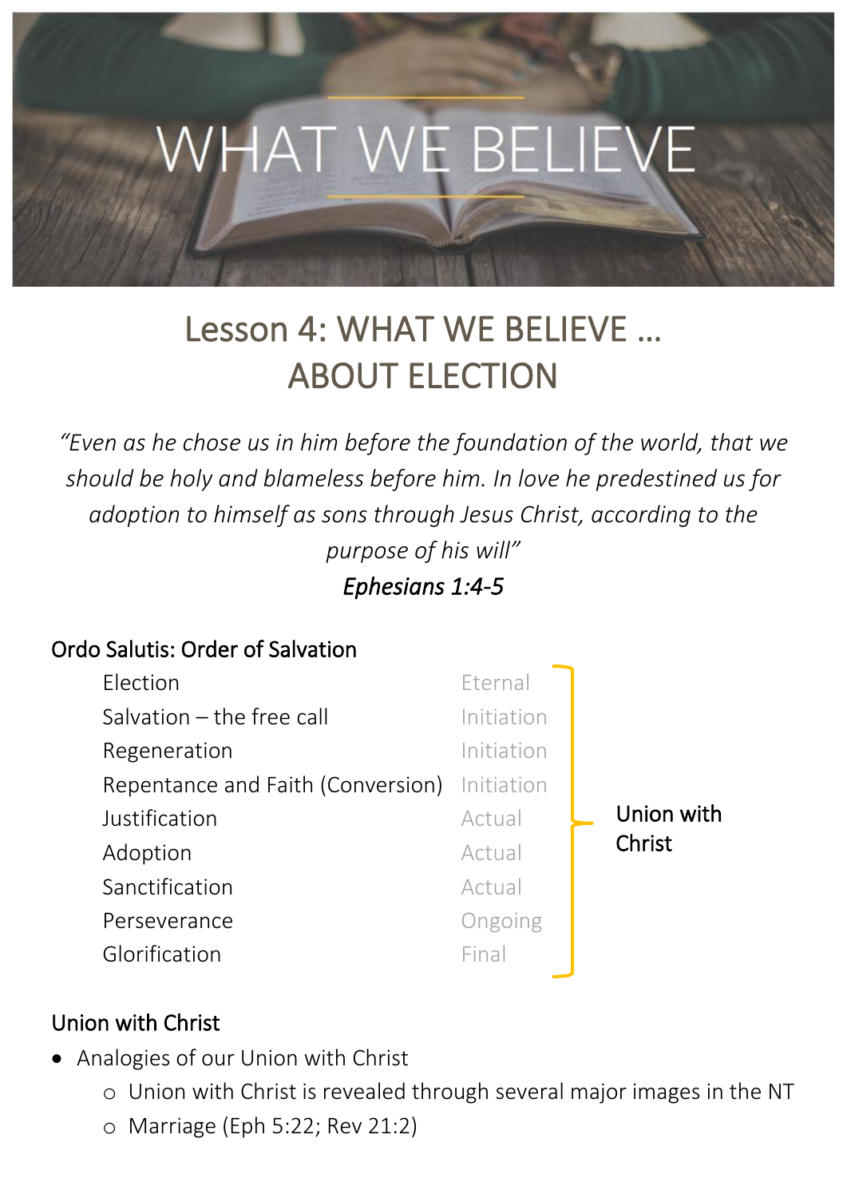# Lesson 4: WHAT WE BELIEVE … ABOUT ELECTION

*"Even as he chose us in him before the foundation of the world, that we should be holy and blameless before him. In love he predestined us for adoption to himself as sons through Jesus Christ, according to the purpose of his will"*

***Ephesians 1:4-5***

## Ordo Salutis: Order of Salvation

| | | |
|---|---|---|
| Election | Eternal | Union with Christ |
| Salvation – the free call | Initiation | |
| Regeneration | Initiation | |
| Repentance and Faith (Conversion) | Initiation | |
| Justification | Actual | |
| Adoption | Actual | |
| Sanctification | Actual | |
| Perseverance | Ongoing | |
| Glorification | Final | |

## Union with Christ

- Analogies of our Union with Christ
  - Union with Christ is revealed through several major images in the NT
  - Marriage (Eph 5:22; Rev 21:2)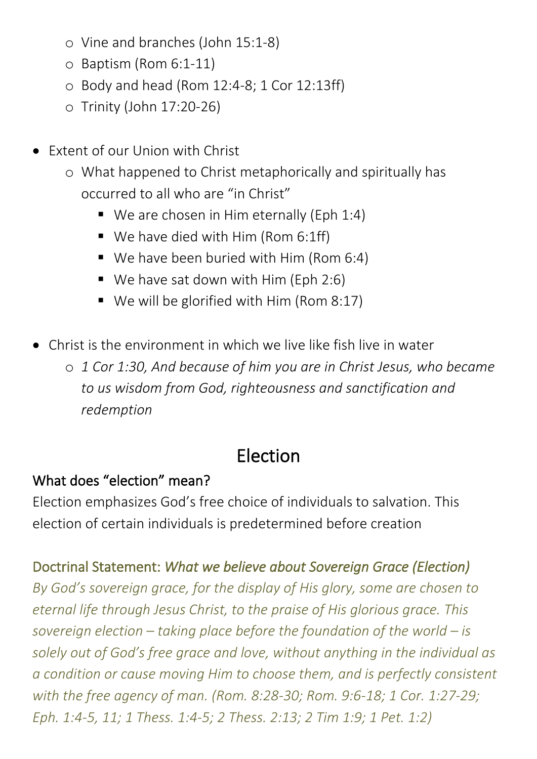- Vine and branches (John 15:1-8)
  - Baptism (Rom 6:1-11)
  - Body and head (Rom 12:4-8; 1 Cor 12:13ff)
  - Trinity (John 17:20-26)

- Extent of our Union with Christ
  - What happened to Christ metaphorically and spiritually has occurred to all who are "in Christ"
    - We are chosen in Him eternally (Eph 1:4)
    - We have died with Him (Rom 6:1ff)
    - We have been buried with Him (Rom 6:4)
    - We have sat down with Him (Eph 2:6)
    - We will be glorified with Him (Rom 8:17)

- Christ is the environment in which we live like fish live in water
  - *1 Cor 1:30, And because of him you are in Christ Jesus, who became to us wisdom from God, righteousness and sanctification and redemption*

# Election

## What does "election" mean?

Election emphasizes God's free choice of individuals to salvation. This election of certain individuals is predetermined before creation

## Doctrinal Statement: *What we believe about Sovereign Grace (Election)*

*By God's sovereign grace, for the display of His glory, some are chosen to eternal life through Jesus Christ, to the praise of His glorious grace. This sovereign election – taking place before the foundation of the world – is solely out of God's free grace and love, without anything in the individual as a condition or cause moving Him to choose them, and is perfectly consistent with the free agency of man. (Rom. 8:28-30; Rom. 9:6-18; 1 Cor. 1:27-29; Eph. 1:4-5, 11; 1 Thess. 1:4-5; 2 Thess. 2:13; 2 Tim 1:9; 1 Pet. 1:2)*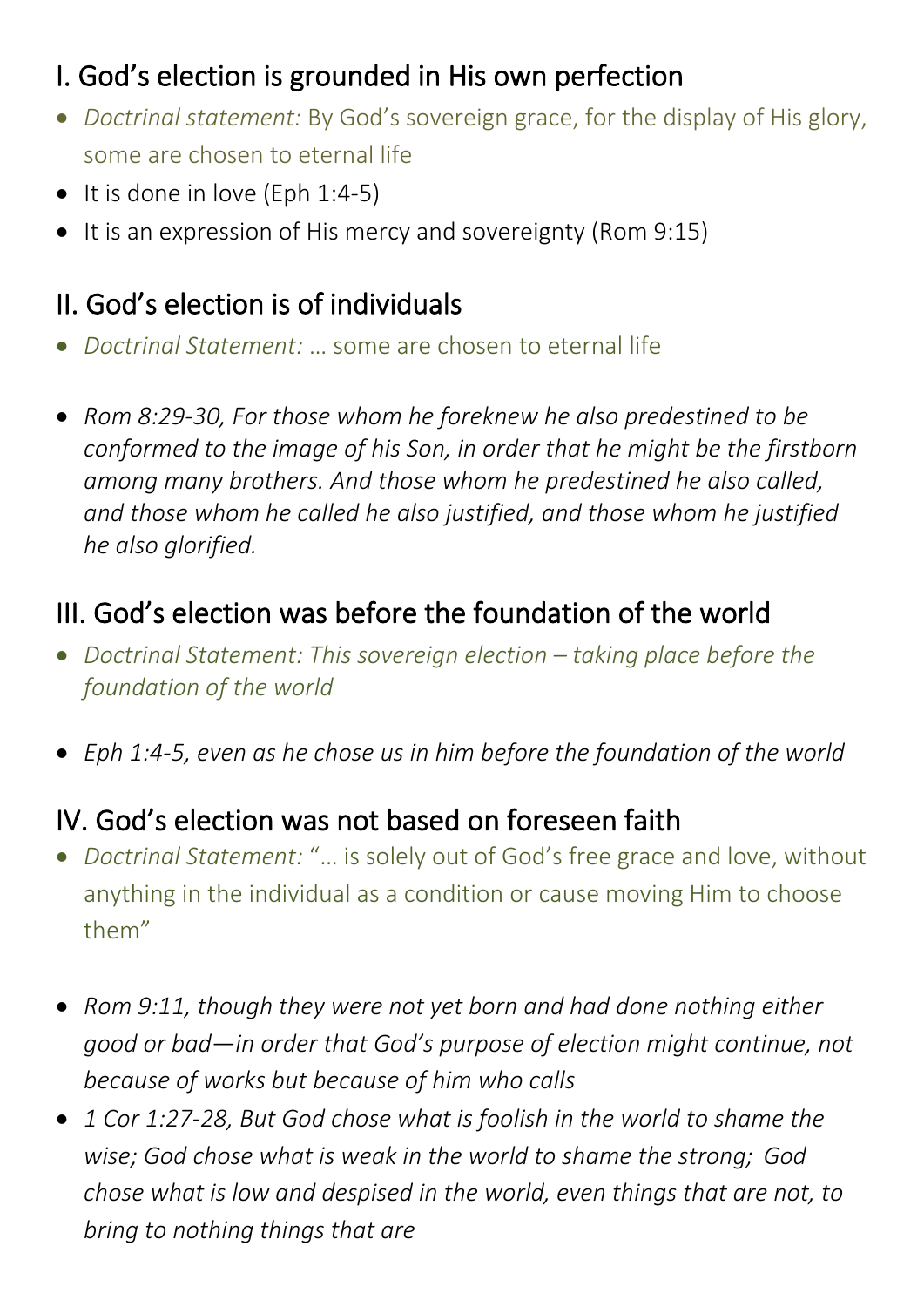## I. God's election is grounded in His own perfection

- *Doctrinal statement:* By God's sovereign grace, for the display of His glory, some are chosen to eternal life
- It is done in love (Eph 1:4-5)
- It is an expression of His mercy and sovereignty (Rom 9:15)

## II. God's election is of individuals

- *Doctrinal Statement:* … some are chosen to eternal life

- *Rom 8:29-30, For those whom he foreknew he also predestined to be conformed to the image of his Son, in order that he might be the firstborn among many brothers. And those whom he predestined he also called, and those whom he called he also justified, and those whom he justified he also glorified.*

## III. God's election was before the foundation of the world

- *Doctrinal Statement: This sovereign election – taking place before the foundation of the world*

- *Eph 1:4-5, even as he chose us in him before the foundation of the world*

## IV. God's election was not based on foreseen faith

- *Doctrinal Statement:* "… is solely out of God's free grace and love, without anything in the individual as a condition or cause moving Him to choose them"

- *Rom 9:11, though they were not yet born and had done nothing either good or bad—in order that God's purpose of election might continue, not because of works but because of him who calls*
- *1 Cor 1:27-28, But God chose what is foolish in the world to shame the wise; God chose what is weak in the world to shame the strong; God chose what is low and despised in the world, even things that are not, to bring to nothing things that are*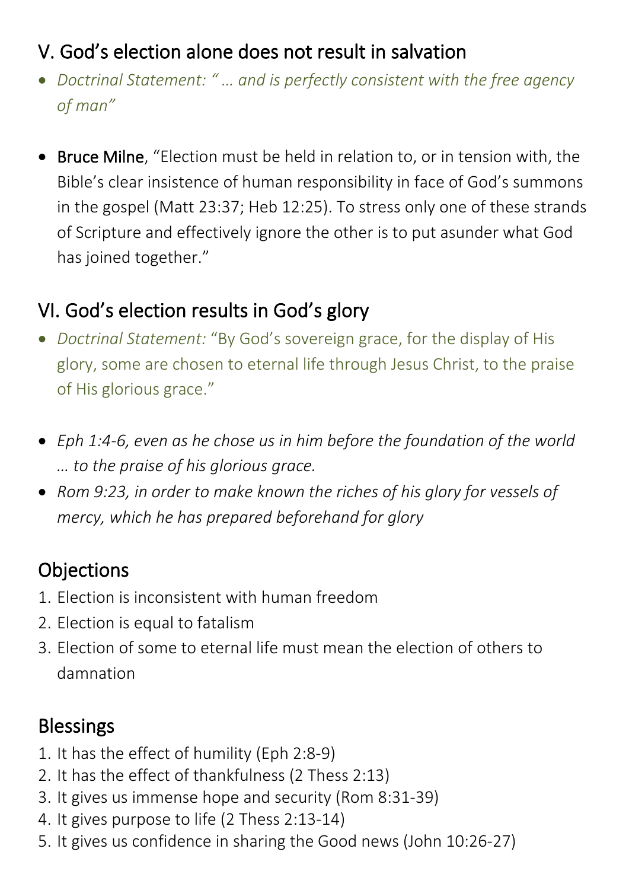## V. God's election alone does not result in salvation

- *Doctrinal Statement: " … and is perfectly consistent with the free agency of man"*

- **Bruce Milne**, "Election must be held in relation to, or in tension with, the Bible's clear insistence of human responsibility in face of God's summons in the gospel (Matt 23:37; Heb 12:25). To stress only one of these strands of Scripture and effectively ignore the other is to put asunder what God has joined together."

## VI. God's election results in God's glory

- *Doctrinal Statement:* "By God's sovereign grace, for the display of His glory, some are chosen to eternal life through Jesus Christ, to the praise of His glorious grace."

- *Eph 1:4-6, even as he chose us in him before the foundation of the world … to the praise of his glorious grace.*
- *Rom 9:23, in order to make known the riches of his glory for vessels of mercy, which he has prepared beforehand for glory*

## Objections

1. Election is inconsistent with human freedom
2. Election is equal to fatalism
3. Election of some to eternal life must mean the election of others to damnation

## Blessings

1. It has the effect of humility (Eph 2:8-9)
2. It has the effect of thankfulness (2 Thess 2:13)
3. It gives us immense hope and security (Rom 8:31-39)
4. It gives purpose to life (2 Thess 2:13-14)
5. It gives us confidence in sharing the Good news (John 10:26-27)